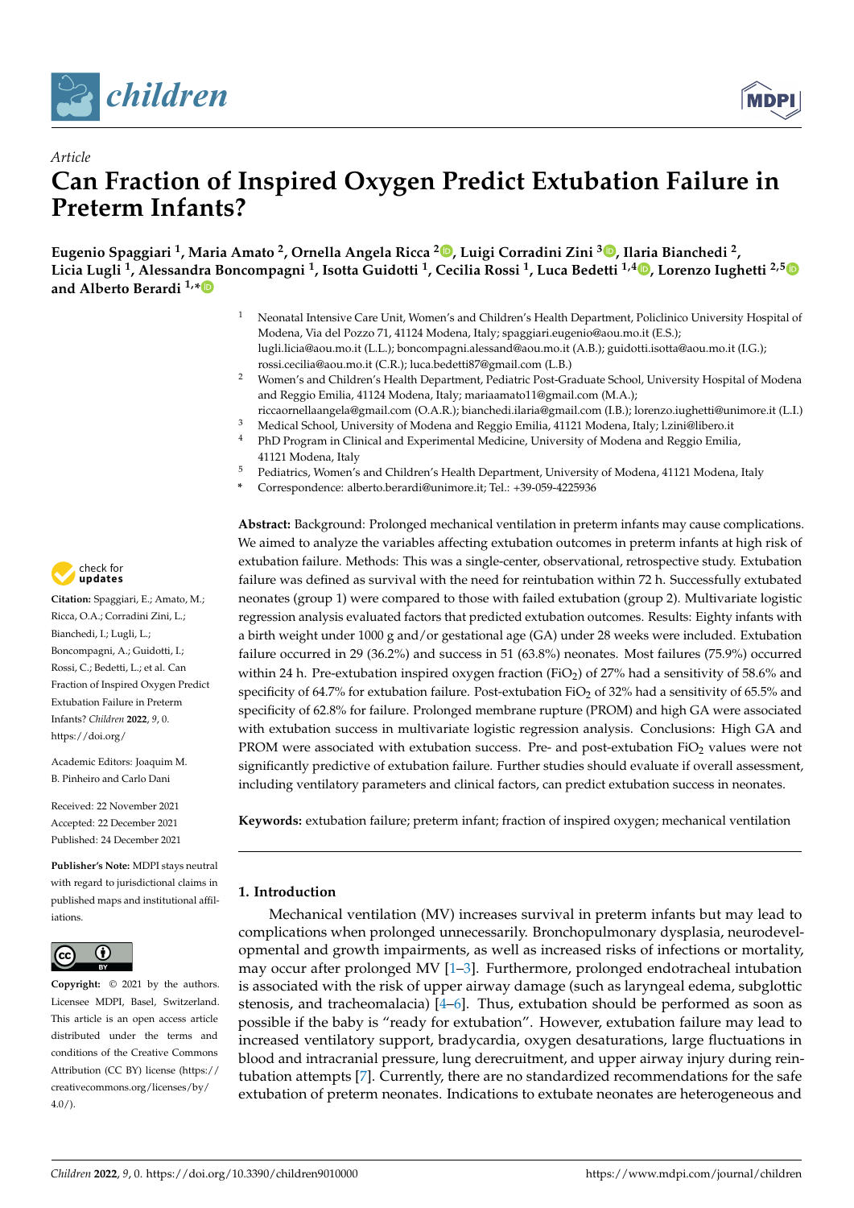Article

# Can Fraction of Inspired Oxygen Predict Extubation Failure in Preterm Infants?

**Eugenio Spaggiari [1], Maria Amato [2], Ornella Angela Ricca [2], Luigi Corradini Zini [3], Ilaria Bianchedi [2], Licia Lugli [1], Alessandra Boncompagni [1], Isotta Guidotti [1], Cecilia Rossi [1], Luca Bedetti [1,4], Lorenzo Iughetti [2,5] and Alberto Berardi [1,*]**

[1] Neonatal Intensive Care Unit, Women's and Children's Health Department, Policlinico University Hospital of Modena, Via del Pozzo 71, 41124 Modena, Italy; spaggiari.eugenio@aou.mo.it (E.S.); lugli.licia@aou.mo.it (L.L.); boncompagni.alessand@aou.mo.it (A.B.); guidotti.isotta@aou.mo.it (I.G.); rossi.cecilia@aou.mo.it (C.R.); luca.bedetti87@gmail.com (L.B.)

[2] Women's and Children's Health Department, Pediatric Post-Graduate School, University Hospital of Modena and Reggio Emilia, 41124 Modena, Italy; mariaamato11@gmail.com (M.A.); riccaornellaangela@gmail.com (O.A.R.); bianchedi.ilaria@gmail.com (I.B.); lorenzo.iughetti@unimore.it (L.I.)

[3] Medical School, University of Modena and Reggio Emilia, 41121 Modena, Italy; l.zini@libero.it

[4] PhD Program in Clinical and Experimental Medicine, University of Modena and Reggio Emilia, 41121 Modena, Italy

[5] Pediatrics, Women's and Children's Health Department, University of Modena, 41121 Modena, Italy

\* Correspondence: alberto.berardi@unimore.it; Tel.: +39-059-4225936

**Citation:** Spaggiari, E.; Amato, M.; Ricca, O.A.; Corradini Zini, L.; Bianchedi, I.; Lugli, L.; Boncompagni, A.; Guidotti, I.; Rossi, C.; Bedetti, L.; et al. Can Fraction of Inspired Oxygen Predict Extubation Failure in Preterm Infants? *Children* **2022**, *9*, 0. https://doi.org/

Academic Editors: Joaquim M. B. Pinheiro and Carlo Dani

Received: 22 November 2021
Accepted: 22 December 2021
Published: 24 December 2021

**Publisher's Note:** MDPI stays neutral with regard to jurisdictional claims in published maps and institutional affiliations.

**Copyright:** © 2021 by the authors. Licensee MDPI, Basel, Switzerland. This article is an open access article distributed under the terms and conditions of the Creative Commons Attribution (CC BY) license (https://creativecommons.org/licenses/by/4.0/).

**Abstract:** Background: Prolonged mechanical ventilation in preterm infants may cause complications. We aimed to analyze the variables affecting extubation outcomes in preterm infants at high risk of extubation failure. Methods: This was a single-center, observational, retrospective study. Extubation failure was defined as survival with the need for reintubation within 72 h. Successfully extubated neonates (group 1) were compared to those with failed extubation (group 2). Multivariate logistic regression analysis evaluated factors that predicted extubation outcomes. Results: Eighty infants with a birth weight under 1000 g and/or gestational age (GA) under 28 weeks were included. Extubation failure occurred in 29 (36.2%) and success in 51 (63.8%) neonates. Most failures (75.9%) occurred within 24 h. Pre-extubation inspired oxygen fraction ($FiO_2$) of 27% had a sensitivity of 58.6% and specificity of 64.7% for extubation failure. Post-extubation $FiO_2$ of 32% had a sensitivity of 65.5% and specificity of 62.8% for failure. Prolonged membrane rupture (PROM) and high GA were associated with extubation success in multivariate logistic regression analysis. Conclusions: High GA and PROM were associated with extubation success. Pre- and post-extubation $FiO_2$ values were not significantly predictive of extubation failure. Further studies should evaluate if overall assessment, including ventilatory parameters and clinical factors, can predict extubation success in neonates.

**Keywords:** extubation failure; preterm infant; fraction of inspired oxygen; mechanical ventilation

## 1. Introduction

Mechanical ventilation (MV) increases survival in preterm infants but may lead to complications when prolonged unnecessarily. Bronchopulmonary dysplasia, neurodevelopmental and growth impairments, as well as increased risks of infections or mortality, may occur after prolonged MV [1–3]. Furthermore, prolonged endotracheal intubation is associated with the risk of upper airway damage (such as laryngeal edema, subglottic stenosis, and tracheomalacia) [4–6]. Thus, extubation should be performed as soon as possible if the baby is "ready for extubation". However, extubation failure may lead to increased ventilatory support, bradycardia, oxygen desaturations, large fluctuations in blood and intracranial pressure, lung derecruitment, and upper airway injury during reintubation attempts [7]. Currently, there are no standardized recommendations for the safe extubation of preterm neonates. Indications to extubate neonates are heterogeneous and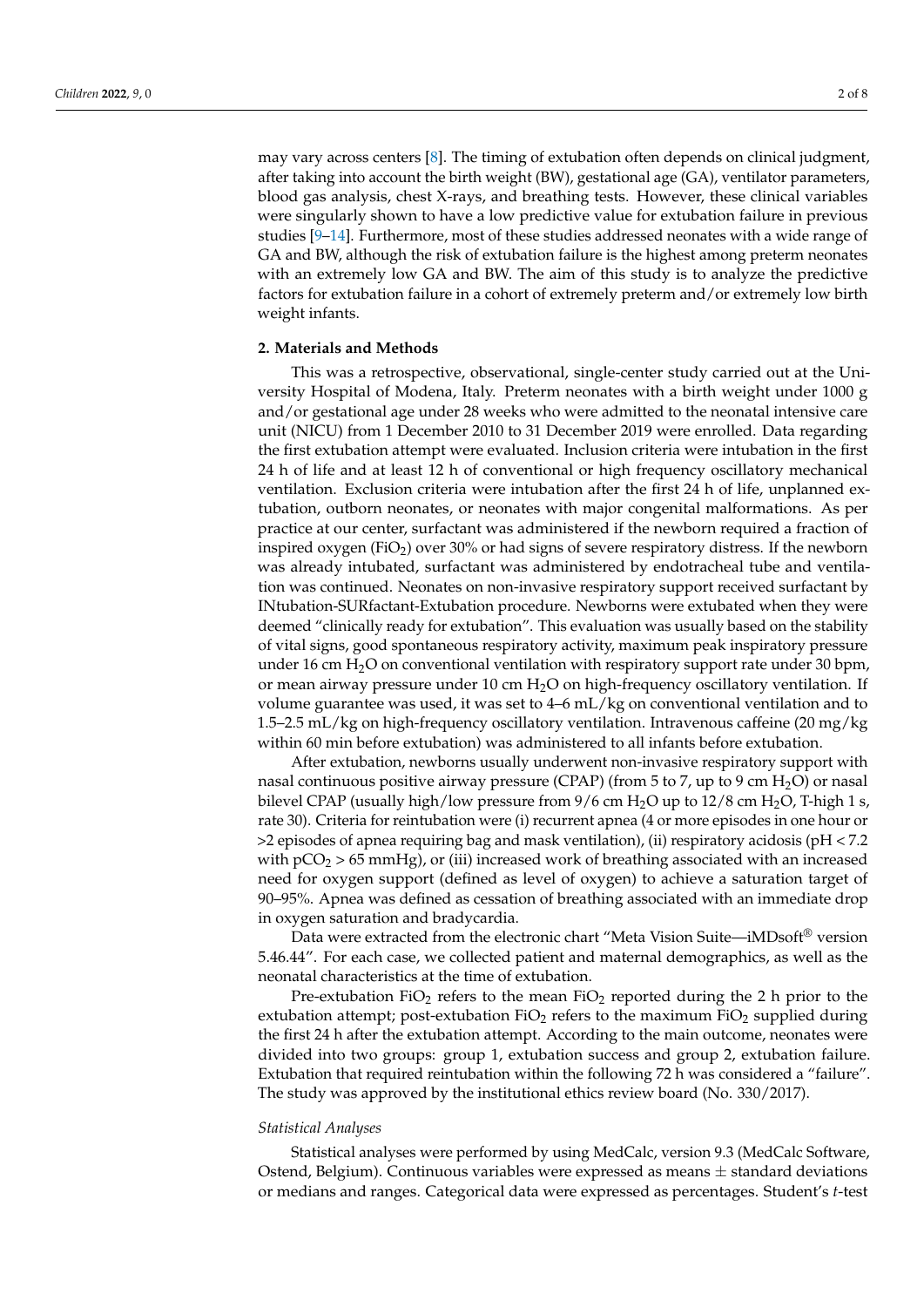may vary across centers [8]. The timing of extubation often depends on clinical judgment, after taking into account the birth weight (BW), gestational age (GA), ventilator parameters, blood gas analysis, chest X-rays, and breathing tests. However, these clinical variables were singularly shown to have a low predictive value for extubation failure in previous studies [9–14]. Furthermore, most of these studies addressed neonates with a wide range of GA and BW, although the risk of extubation failure is the highest among preterm neonates with an extremely low GA and BW. The aim of this study is to analyze the predictive factors for extubation failure in a cohort of extremely preterm and/or extremely low birth weight infants.

## 2. Materials and Methods

This was a retrospective, observational, single-center study carried out at the University Hospital of Modena, Italy. Preterm neonates with a birth weight under 1000 g and/or gestational age under 28 weeks who were admitted to the neonatal intensive care unit (NICU) from 1 December 2010 to 31 December 2019 were enrolled. Data regarding the first extubation attempt were evaluated. Inclusion criteria were intubation in the first 24 h of life and at least 12 h of conventional or high frequency oscillatory mechanical ventilation. Exclusion criteria were intubation after the first 24 h of life, unplanned extubation, outborn neonates, or neonates with major congenital malformations. As per practice at our center, surfactant was administered if the newborn required a fraction of inspired oxygen ($FiO_2$) over 30% or had signs of severe respiratory distress. If the newborn was already intubated, surfactant was administered by endotracheal tube and ventilation was continued. Neonates on non-invasive respiratory support received surfactant by INtubation-SURfactant-Extubation procedure. Newborns were extubated when they were deemed "clinically ready for extubation". This evaluation was usually based on the stability of vital signs, good spontaneous respiratory activity, maximum peak inspiratory pressure under 16 cm $H_2O$ on conventional ventilation with respiratory support rate under 30 bpm, or mean airway pressure under 10 cm $H_2O$ on high-frequency oscillatory ventilation. If volume guarantee was used, it was set to 4–6 mL/kg on conventional ventilation and to 1.5–2.5 mL/kg on high-frequency oscillatory ventilation. Intravenous caffeine (20 mg/kg within 60 min before extubation) was administered to all infants before extubation.

After extubation, newborns usually underwent non-invasive respiratory support with nasal continuous positive airway pressure (CPAP) (from 5 to 7, up to 9 cm $H_2O$) or nasal bilevel CPAP (usually high/low pressure from 9/6 cm $H_2O$ up to 12/8 cm $H_2O$, T-high 1 s, rate 30). Criteria for reintubation were (i) recurrent apnea (4 or more episodes in one hour or >2 episodes of apnea requiring bag and mask ventilation), (ii) respiratory acidosis (pH < 7.2 with $pCO_2$ > 65 mmHg), or (iii) increased work of breathing associated with an increased need for oxygen support (defined as level of oxygen) to achieve a saturation target of 90–95%. Apnea was defined as cessation of breathing associated with an immediate drop in oxygen saturation and bradycardia.

Data were extracted from the electronic chart "Meta Vision Suite—iMDsoft® version 5.46.44". For each case, we collected patient and maternal demographics, as well as the neonatal characteristics at the time of extubation.

Pre-extubation $FiO_2$ refers to the mean $FiO_2$ reported during the 2 h prior to the extubation attempt; post-extubation $FiO_2$ refers to the maximum $FiO_2$ supplied during the first 24 h after the extubation attempt. According to the main outcome, neonates were divided into two groups: group 1, extubation success and group 2, extubation failure. Extubation that required reintubation within the following 72 h was considered a "failure". The study was approved by the institutional ethics review board (No. 330/2017).

### *Statistical Analyses*

Statistical analyses were performed by using MedCalc, version 9.3 (MedCalc Software, Ostend, Belgium). Continuous variables were expressed as means ± standard deviations or medians and ranges. Categorical data were expressed as percentages. Student's *t*-test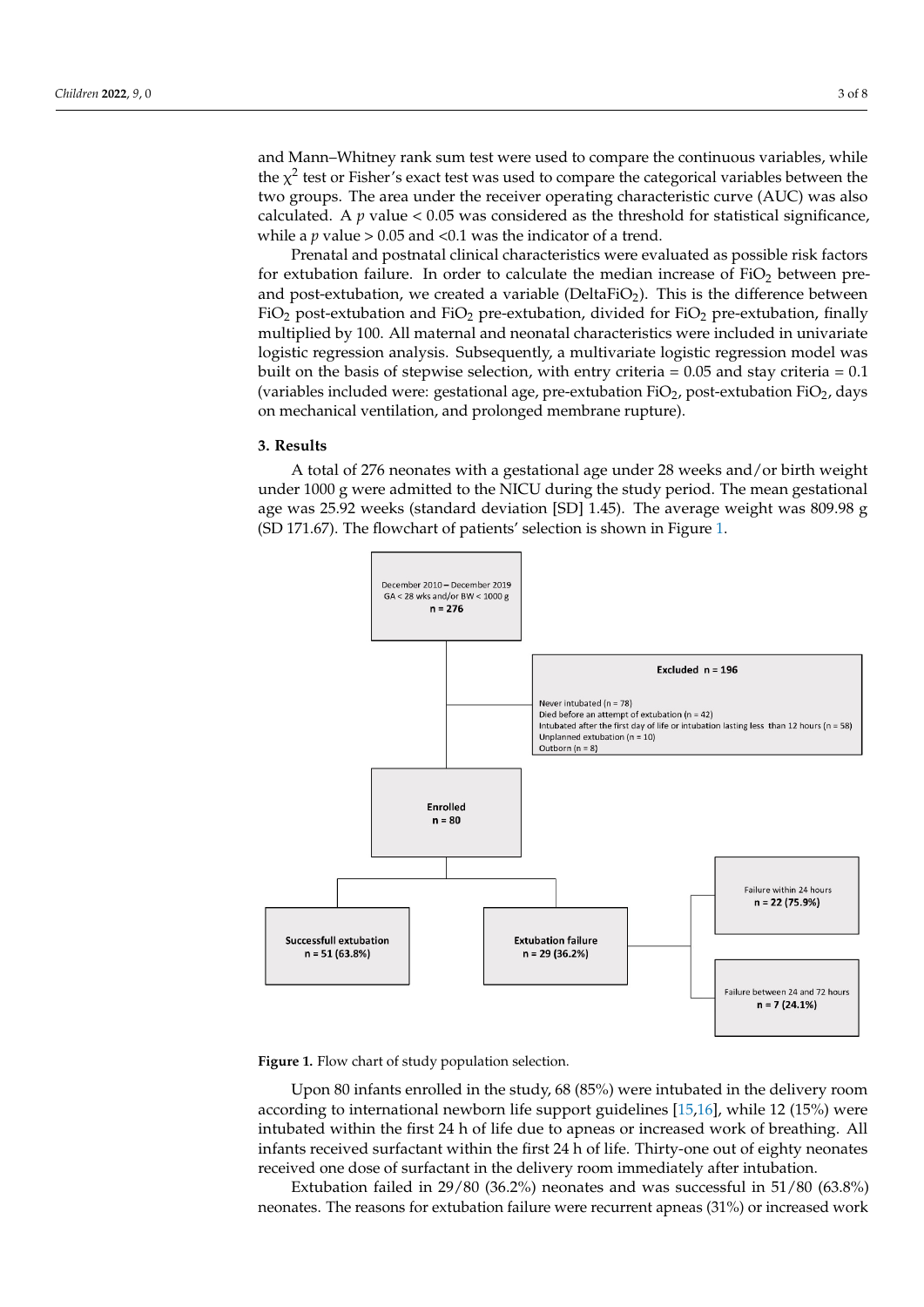and Mann–Whitney rank sum test were used to compare the continuous variables, while the $\chi^2$ test or Fisher's exact test was used to compare the categorical variables between the two groups. The area under the receiver operating characteristic curve (AUC) was also calculated. A $p$ value $< 0.05$ was considered as the threshold for statistical significance, while a $p$ value $> 0.05$ and $<0.1$ was the indicator of a trend.

Prenatal and postnatal clinical characteristics were evaluated as possible risk factors for extubation failure. In order to calculate the median increase of $FiO_2$ between pre- and post-extubation, we created a variable (Delta$FiO_2$). This is the difference between $FiO_2$ post-extubation and $FiO_2$ pre-extubation, divided for $FiO_2$ pre-extubation, finally multiplied by 100. All maternal and neonatal characteristics were included in univariate logistic regression analysis. Subsequently, a multivariate logistic regression model was built on the basis of stepwise selection, with entry criteria = 0.05 and stay criteria = 0.1 (variables included were: gestational age, pre-extubation $FiO_2$, post-extubation $FiO_2$, days on mechanical ventilation, and prolonged membrane rupture).

## 3. Results

A total of 276 neonates with a gestational age under 28 weeks and/or birth weight under 1000 g were admitted to the NICU during the study period. The mean gestational age was 25.92 weeks (standard deviation [SD] 1.45). The average weight was 809.98 g (SD 171.67). The flowchart of patients' selection is shown in Figure 1.

December 2010 – December 2019
GA < 28 wks and/or BW < 1000 g
**n = 276**

**Excluded n = 196**
Never intubated (n = 78)
Died before an attempt of extubation (n = 42)
Intubated after the first day of life or intubation lasting less than 12 hours (n = 58)
Unplanned extubation (n = 10)
Outborn (n = 8)

**Enrolled**
**n = 80**

**Successfull extubation**
**n = 51 (63.8%)**

**Extubation failure**
**n = 29 (36.2%)**

Failure within 24 hours
**n = 22 (75.9%)**

Failure between 24 and 72 hours
**n = 7 (24.1%)**

**Figure 1.** Flow chart of study population selection.

Upon 80 infants enrolled in the study, 68 (85%) were intubated in the delivery room according to international newborn life support guidelines [15,16], while 12 (15%) were intubated within the first 24 h of life due to apneas or increased work of breathing. All infants received surfactant within the first 24 h of life. Thirty-one out of eighty neonates received one dose of surfactant in the delivery room immediately after intubation.

Extubation failed in 29/80 (36.2%) neonates and was successful in 51/80 (63.8%) neonates. The reasons for extubation failure were recurrent apneas (31%) or increased work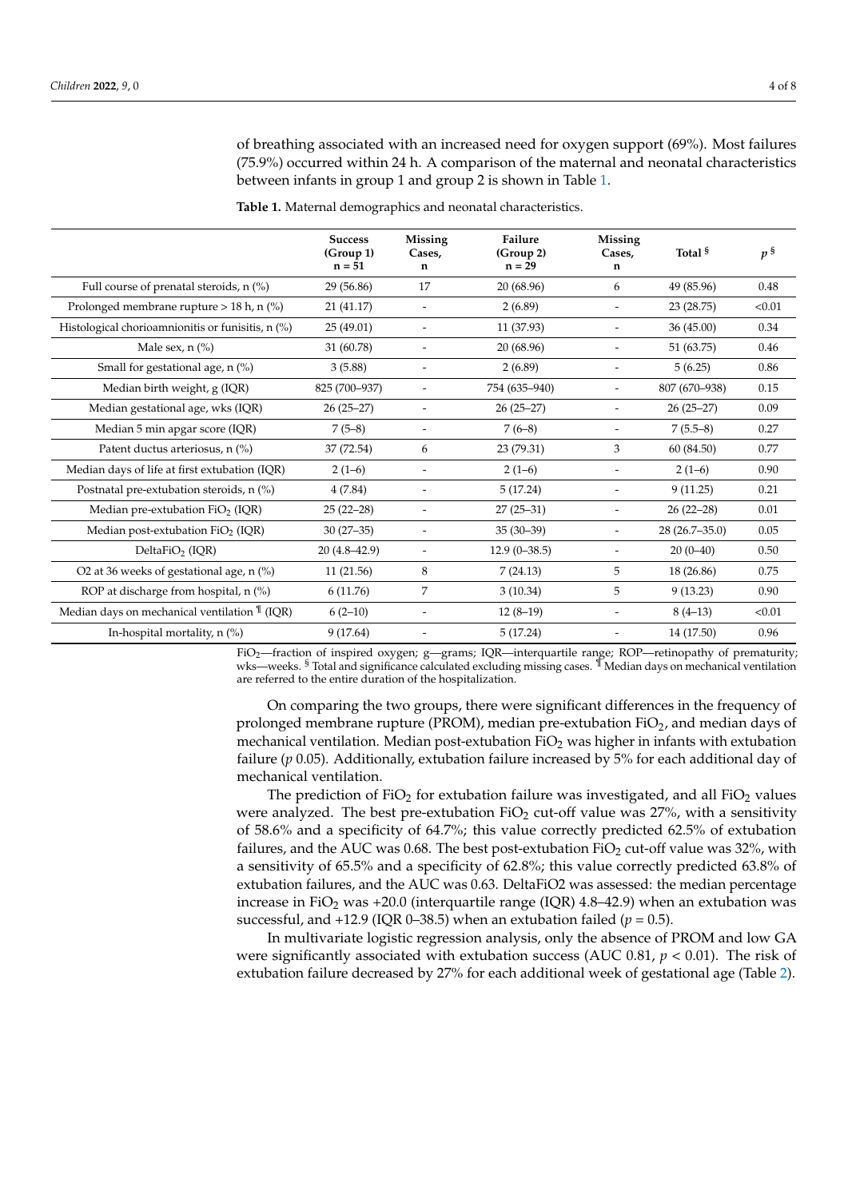of breathing associated with an increased need for oxygen support (69%). Most failures (75.9%) occurred within 24 h. A comparison of the maternal and neonatal characteristics between infants in group 1 and group 2 is shown in Table 1.

**Table 1.** Maternal demographics and neonatal characteristics.

| | Success (Group 1) n = 51 | Missing Cases, n | Failure (Group 2) n = 29 | Missing Cases, n | Total § | p § |
|---|---|---|---|---|---|---|
| Full course of prenatal steroids, n (%) | 29 (56.86) | 17 | 20 (68.96) | 6 | 49 (85.96) | 0.48 |
| Prolonged membrane rupture > 18 h, n (%) | 21 (41.17) | - | 2 (6.89) | - | 23 (28.75) | <0.01 |
| Histological chorioamnionitis or funisitis, n (%) | 25 (49.01) | - | 11 (37.93) | - | 36 (45.00) | 0.34 |
| Male sex, n (%) | 31 (60.78) | - | 20 (68.96) | - | 51 (63.75) | 0.46 |
| Small for gestational age, n (%) | 3 (5.88) | - | 2 (6.89) | - | 5 (6.25) | 0.86 |
| Median birth weight, g (IQR) | 825 (700–937) | - | 754 (635–940) | - | 807 (670–938) | 0.15 |
| Median gestational age, wks (IQR) | 26 (25–27) | - | 26 (25–27) | - | 26 (25–27) | 0.09 |
| Median 5 min apgar score (IQR) | 7 (5–8) | - | 7 (6–8) | - | 7 (5.5–8) | 0.27 |
| Patent ductus arteriosus, n (%) | 37 (72.54) | 6 | 23 (79.31) | 3 | 60 (84.50) | 0.77 |
| Median days of life at first extubation (IQR) | 2 (1–6) | - | 2 (1–6) | - | 2 (1–6) | 0.90 |
| Postnatal pre-extubation steroids, n (%) | 4 (7.84) | - | 5 (17.24) | - | 9 (11.25) | 0.21 |
| Median pre-extubation $FiO_2$ (IQR) | 25 (22–28) | - | 27 (25–31) | - | 26 (22–28) | 0.01 |
| Median post-extubation $FiO_2$ (IQR) | 30 (27–35) | - | 35 (30–39) | - | 28 (26.7–35.0) | 0.05 |
| Delta$FiO_2$ (IQR) | 20 (4.8–42.9) | - | 12.9 (0–38.5) | - | 20 (0–40) | 0.50 |
| O2 at 36 weeks of gestational age, n (%) | 11 (21.56) | 8 | 7 (24.13) | 5 | 18 (26.86) | 0.75 |
| ROP at discharge from hospital, n (%) | 6 (11.76) | 7 | 3 (10.34) | 5 | 9 (13.23) | 0.90 |
| Median days on mechanical ventilation ¶ (IQR) | 6 (2–10) | - | 12 (8–19) | - | 8 (4–13) | <0.01 |
| In-hospital mortality, n (%) | 9 (17.64) | - | 5 (17.24) | - | 14 (17.50) | 0.96 |

$FiO_2$—fraction of inspired oxygen; g—grams; IQR—interquartile range; ROP—retinopathy of prematurity; wks—weeks. § Total and significance calculated excluding missing cases. ¶ Median days on mechanical ventilation are referred to the entire duration of the hospitalization.

On comparing the two groups, there were significant differences in the frequency of prolonged membrane rupture (PROM), median pre-extubation $FiO_2$, and median days of mechanical ventilation. Median post-extubation $FiO_2$ was higher in infants with extubation failure ($p$ 0.05). Additionally, extubation failure increased by 5% for each additional day of mechanical ventilation.

The prediction of $FiO_2$ for extubation failure was investigated, and all $FiO_2$ values were analyzed. The best pre-extubation $FiO_2$ cut-off value was 27%, with a sensitivity of 58.6% and a specificity of 64.7%; this value correctly predicted 62.5% of extubation failures, and the AUC was 0.68. The best post-extubation $FiO_2$ cut-off value was 32%, with a sensitivity of 65.5% and a specificity of 62.8%; this value correctly predicted 63.8% of extubation failures, and the AUC was 0.63. DeltaFiO2 was assessed: the median percentage increase in $FiO_2$ was +20.0 (interquartile range (IQR) 4.8–42.9) when an extubation was successful, and +12.9 (IQR 0–38.5) when an extubation failed ($p = 0.5$).

In multivariate logistic regression analysis, only the absence of PROM and low GA were significantly associated with extubation success (AUC 0.81, $p < 0.01$). The risk of extubation failure decreased by 27% for each additional week of gestational age (Table 2).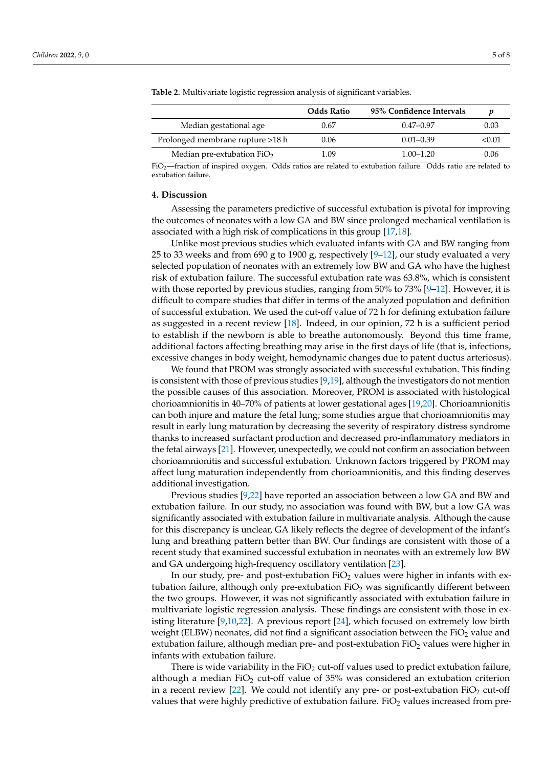**Table 2.** Multivariate logistic regression analysis of significant variables.

| | Odds Ratio | 95% Confidence Intervals | *p* |
|---|---|---|---|
| Median gestational age | 0.67 | 0.47–0.97 | 0.03 |
| Prolonged membrane rupture >18 h | 0.06 | 0.01–0.39 | <0.01 |
| Median pre-extubation $FiO_2$ | 1.09 | 1.00–1.20 | 0.06 |

$FiO_2$—fraction of inspired oxygen. Odds ratios are related to extubation failure. Odds ratio are related to extubation failure.

## 4. Discussion

Assessing the parameters predictive of successful extubation is pivotal for improving the outcomes of neonates with a low GA and BW since prolonged mechanical ventilation is associated with a high risk of complications in this group [17,18].

Unlike most previous studies which evaluated infants with GA and BW ranging from 25 to 33 weeks and from 690 g to 1900 g, respectively [9–12], our study evaluated a very selected population of neonates with an extremely low BW and GA who have the highest risk of extubation failure. The successful extubation rate was 63.8%, which is consistent with those reported by previous studies, ranging from 50% to 73% [9–12]. However, it is difficult to compare studies that differ in terms of the analyzed population and definition of successful extubation. We used the cut-off value of 72 h for defining extubation failure as suggested in a recent review [18]. Indeed, in our opinion, 72 h is a sufficient period to establish if the newborn is able to breathe autonomously. Beyond this time frame, additional factors affecting breathing may arise in the first days of life (that is, infections, excessive changes in body weight, hemodynamic changes due to patent ductus arteriosus).

We found that PROM was strongly associated with successful extubation. This finding is consistent with those of previous studies [9,19], although the investigators do not mention the possible causes of this association. Moreover, PROM is associated with histological chorioamnionitis in 40–70% of patients at lower gestational ages [19,20]. Chorioamnionitis can both injure and mature the fetal lung; some studies argue that chorioamnionitis may result in early lung maturation by decreasing the severity of respiratory distress syndrome thanks to increased surfactant production and decreased pro-inflammatory mediators in the fetal airways [21]. However, unexpectedly, we could not confirm an association between chorioamnionitis and successful extubation. Unknown factors triggered by PROM may affect lung maturation independently from chorioamnionitis, and this finding deserves additional investigation.

Previous studies [9,22] have reported an association between a low GA and BW and extubation failure. In our study, no association was found with BW, but a low GA was significantly associated with extubation failure in multivariate analysis. Although the cause for this discrepancy is unclear, GA likely reflects the degree of development of the infant's lung and breathing pattern better than BW. Our findings are consistent with those of a recent study that examined successful extubation in neonates with an extremely low BW and GA undergoing high-frequency oscillatory ventilation [23].

In our study, pre- and post-extubation $FiO_2$ values were higher in infants with extubation failure, although only pre-extubation $FiO_2$ was significantly different between the two groups. However, it was not significantly associated with extubation failure in multivariate logistic regression analysis. These findings are consistent with those in existing literature [9,10,22]. A previous report [24], which focused on extremely low birth weight (ELBW) neonates, did not find a significant association between the $FiO_2$ value and extubation failure, although median pre- and post-extubation $FiO_2$ values were higher in infants with extubation failure.

There is wide variability in the $FiO_2$ cut-off values used to predict extubation failure, although a median $FiO_2$ cut-off value of 35% was considered an extubation criterion in a recent review [22]. We could not identify any pre- or post-extubation $FiO_2$ cut-off values that were highly predictive of extubation failure. $FiO_2$ values increased from pre-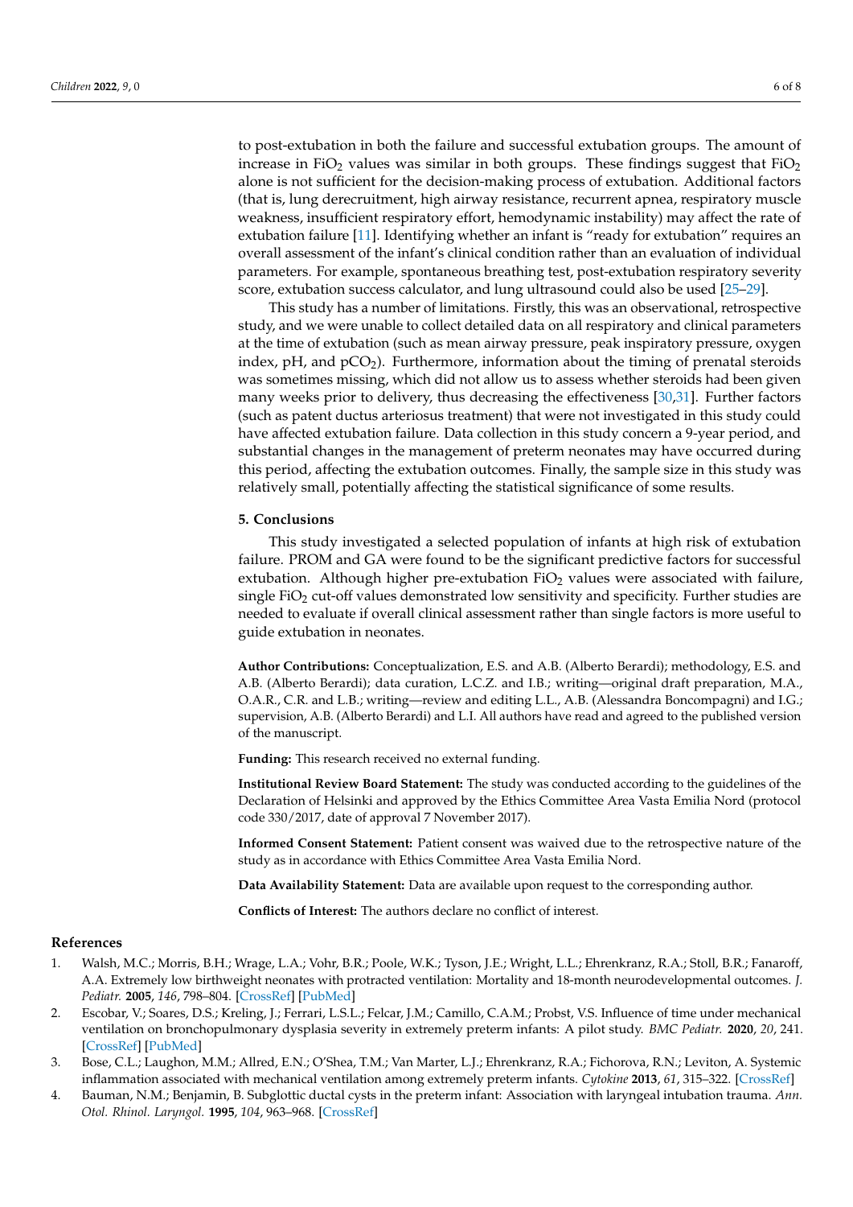to post-extubation in both the failure and successful extubation groups. The amount of increase in $FiO_2$ values was similar in both groups. These findings suggest that $FiO_2$ alone is not sufficient for the decision-making process of extubation. Additional factors (that is, lung derecruitment, high airway resistance, recurrent apnea, respiratory muscle weakness, insufficient respiratory effort, hemodynamic instability) may affect the rate of extubation failure [11]. Identifying whether an infant is "ready for extubation" requires an overall assessment of the infant's clinical condition rather than an evaluation of individual parameters. For example, spontaneous breathing test, post-extubation respiratory severity score, extubation success calculator, and lung ultrasound could also be used [25–29].

This study has a number of limitations. Firstly, this was an observational, retrospective study, and we were unable to collect detailed data on all respiratory and clinical parameters at the time of extubation (such as mean airway pressure, peak inspiratory pressure, oxygen index, pH, and $pCO_2$). Furthermore, information about the timing of prenatal steroids was sometimes missing, which did not allow us to assess whether steroids had been given many weeks prior to delivery, thus decreasing the effectiveness [30,31]. Further factors (such as patent ductus arteriosus treatment) that were not investigated in this study could have affected extubation failure. Data collection in this study concern a 9-year period, and substantial changes in the management of preterm neonates may have occurred during this period, affecting the extubation outcomes. Finally, the sample size in this study was relatively small, potentially affecting the statistical significance of some results.

## 5. Conclusions

This study investigated a selected population of infants at high risk of extubation failure. PROM and GA were found to be the significant predictive factors for successful extubation. Although higher pre-extubation $FiO_2$ values were associated with failure, single $FiO_2$ cut-off values demonstrated low sensitivity and specificity. Further studies are needed to evaluate if overall clinical assessment rather than single factors is more useful to guide extubation in neonates.

**Author Contributions:** Conceptualization, E.S. and A.B. (Alberto Berardi); methodology, E.S. and A.B. (Alberto Berardi); data curation, L.C.Z. and I.B.; writing—original draft preparation, M.A., O.A.R., C.R. and L.B.; writing—review and editing L.L., A.B. (Alessandra Boncompagni) and I.G.; supervision, A.B. (Alberto Berardi) and L.I. All authors have read and agreed to the published version of the manuscript.

**Funding:** This research received no external funding.

**Institutional Review Board Statement:** The study was conducted according to the guidelines of the Declaration of Helsinki and approved by the Ethics Committee Area Vasta Emilia Nord (protocol code 330/2017, date of approval 7 November 2017).

**Informed Consent Statement:** Patient consent was waived due to the retrospective nature of the study as in accordance with Ethics Committee Area Vasta Emilia Nord.

**Data Availability Statement:** Data are available upon request to the corresponding author.

**Conflicts of Interest:** The authors declare no conflict of interest.

## References

1. Walsh, M.C.; Morris, B.H.; Wrage, L.A.; Vohr, B.R.; Poole, W.K.; Tyson, J.E.; Wright, L.L.; Ehrenkranz, R.A.; Stoll, B.R.; Fanaroff, A.A. Extremely low birthweight neonates with protracted ventilation: Mortality and 18-month neurodevelopmental outcomes. *J. Pediatr.* **2005**, *146*, 798–804. [CrossRef] [PubMed]
2. Escobar, V.; Soares, D.S.; Kreling, J.; Ferrari, L.S.L.; Felcar, J.M.; Camillo, C.A.M.; Probst, V.S. Influence of time under mechanical ventilation on bronchopulmonary dysplasia severity in extremely preterm infants: A pilot study. *BMC Pediatr.* **2020**, *20*, 241. [CrossRef] [PubMed]
3. Bose, C.L.; Laughon, M.M.; Allred, E.N.; O'Shea, T.M.; Van Marter, L.J.; Ehrenkranz, R.A.; Fichorova, R.N.; Leviton, A. Systemic inflammation associated with mechanical ventilation among extremely preterm infants. *Cytokine* **2013**, *61*, 315–322. [CrossRef]
4. Bauman, N.M.; Benjamin, B. Subglottic ductal cysts in the preterm infant: Association with laryngeal intubation trauma. *Ann. Otol. Rhinol. Laryngol.* **1995**, *104*, 963–968. [CrossRef]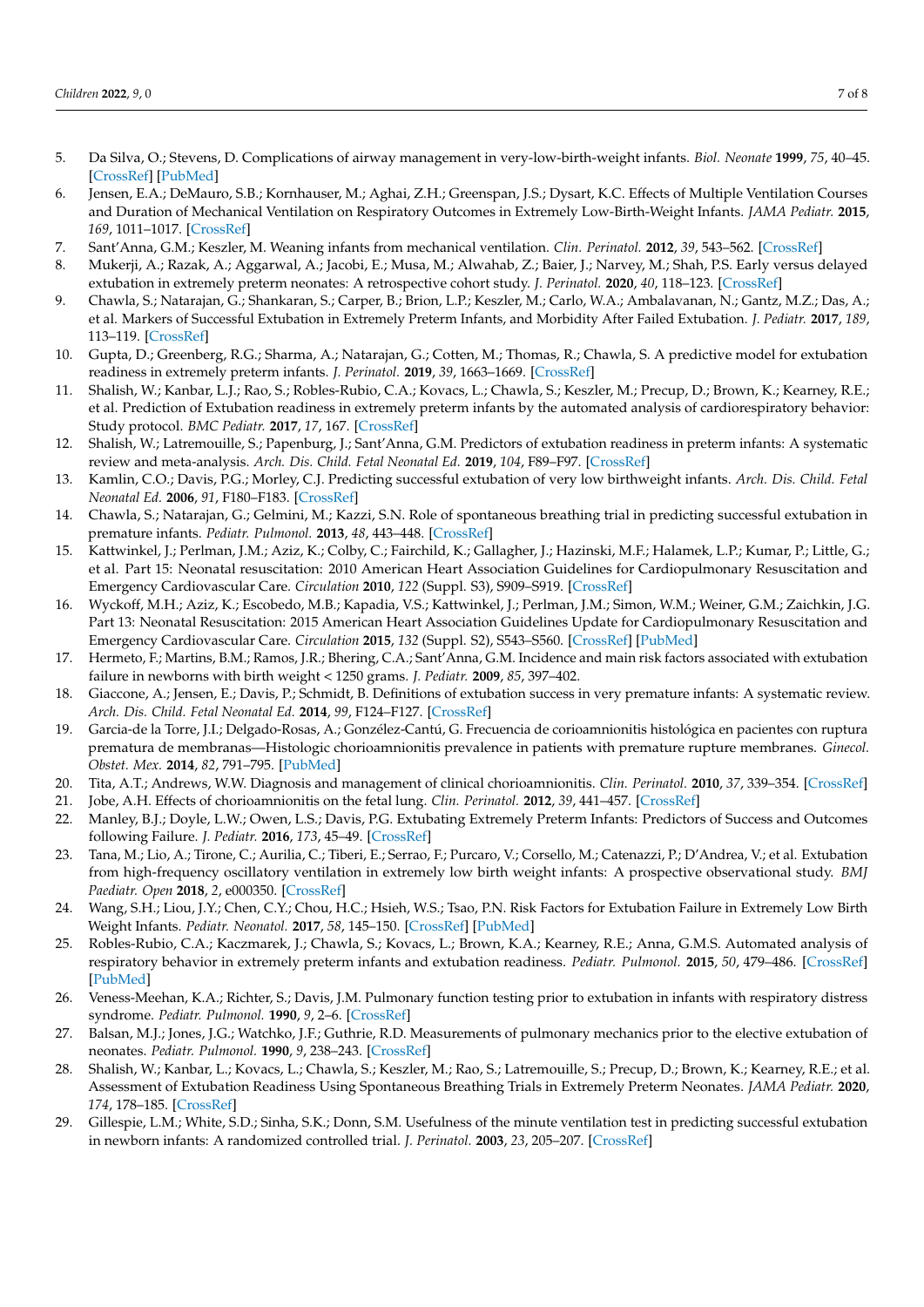5. Da Silva, O.; Stevens, D. Complications of airway management in very-low-birth-weight infants. *Biol. Neonate* **1999**, *75*, 40–45. [CrossRef] [PubMed]
6. Jensen, E.A.; DeMauro, S.B.; Kornhauser, M.; Aghai, Z.H.; Greenspan, J.S.; Dysart, K.C. Effects of Multiple Ventilation Courses and Duration of Mechanical Ventilation on Respiratory Outcomes in Extremely Low-Birth-Weight Infants. *JAMA Pediatr.* **2015**, *169*, 1011–1017. [CrossRef]
7. Sant'Anna, G.M.; Keszler, M. Weaning infants from mechanical ventilation. *Clin. Perinatol.* **2012**, *39*, 543–562. [CrossRef]
8. Mukerji, A.; Razak, A.; Aggarwal, A.; Jacobi, E.; Musa, M.; Alwahab, Z.; Baier, J.; Narvey, M.; Shah, P.S. Early versus delayed extubation in extremely preterm neonates: A retrospective cohort study. *J. Perinatol.* **2020**, *40*, 118–123. [CrossRef]
9. Chawla, S.; Natarajan, G.; Shankaran, S.; Carper, B.; Brion, L.P.; Keszler, M.; Carlo, W.A.; Ambalavanan, N.; Gantz, M.Z.; Das, A.; et al. Markers of Successful Extubation in Extremely Preterm Infants, and Morbidity After Failed Extubation. *J. Pediatr.* **2017**, *189*, 113–119. [CrossRef]
10. Gupta, D.; Greenberg, R.G.; Sharma, A.; Natarajan, G.; Cotten, M.; Thomas, R.; Chawla, S. A predictive model for extubation readiness in extremely preterm infants. *J. Perinatol.* **2019**, *39*, 1663–1669. [CrossRef]
11. Shalish, W.; Kanbar, L.J.; Rao, S.; Robles-Rubio, C.A.; Kovacs, L.; Chawla, S.; Keszler, M.; Precup, D.; Brown, K.; Kearney, R.E.; et al. Prediction of Extubation readiness in extremely preterm infants by the automated analysis of cardiorespiratory behavior: Study protocol. *BMC Pediatr.* **2017**, *17*, 167. [CrossRef]
12. Shalish, W.; Latremouille, S.; Papenburg, J.; Sant'Anna, G.M. Predictors of extubation readiness in preterm infants: A systematic review and meta-analysis. *Arch. Dis. Child. Fetal Neonatal Ed.* **2019**, *104*, F89–F97. [CrossRef]
13. Kamlin, C.O.; Davis, P.G.; Morley, C.J. Predicting successful extubation of very low birthweight infants. *Arch. Dis. Child. Fetal Neonatal Ed.* **2006**, *91*, F180–F183. [CrossRef]
14. Chawla, S.; Natarajan, G.; Gelmini, M.; Kazzi, S.N. Role of spontaneous breathing trial in predicting successful extubation in premature infants. *Pediatr. Pulmonol.* **2013**, *48*, 443–448. [CrossRef]
15. Kattwinkel, J.; Perlman, J.M.; Aziz, K.; Colby, C.; Fairchild, K.; Gallagher, J.; Hazinski, M.F.; Halamek, L.P.; Kumar, P.; Little, G.; et al. Part 15: Neonatal resuscitation: 2010 American Heart Association Guidelines for Cardiopulmonary Resuscitation and Emergency Cardiovascular Care. *Circulation* **2010**, *122* (Suppl. S3), S909–S919. [CrossRef]
16. Wyckoff, M.H.; Aziz, K.; Escobedo, M.B.; Kapadia, V.S.; Kattwinkel, J.; Perlman, J.M.; Simon, W.M.; Weiner, G.M.; Zaichkin, J.G. Part 13: Neonatal Resuscitation: 2015 American Heart Association Guidelines Update for Cardiopulmonary Resuscitation and Emergency Cardiovascular Care. *Circulation* **2015**, *132* (Suppl. S2), S543–S560. [CrossRef] [PubMed]
17. Hermeto, F.; Martins, B.M.; Ramos, J.R.; Bhering, C.A.; Sant'Anna, G.M. Incidence and main risk factors associated with extubation failure in newborns with birth weight < 1250 grams. *J. Pediatr.* **2009**, *85*, 397–402.
18. Giaccone, A.; Jensen, E.; Davis, P.; Schmidt, B. Definitions of extubation success in very premature infants: A systematic review. *Arch. Dis. Child. Fetal Neonatal Ed.* **2014**, *99*, F124–F127. [CrossRef]
19. Garcia-de la Torre, J.I.; Delgado-Rosas, A.; González-Cantú, G. Frecuencia de corioamnionitis histológica en pacientes con ruptura prematura de membranas—Histologic chorioamnionitis prevalence in patients with premature rupture membranes. *Ginecol. Obstet. Mex.* **2014**, *82*, 791–795. [PubMed]
20. Tita, A.T.; Andrews, W.W. Diagnosis and management of clinical chorioamnionitis. *Clin. Perinatol.* **2010**, *37*, 339–354. [CrossRef]
21. Jobe, A.H. Effects of chorioamnionitis on the fetal lung. *Clin. Perinatol.* **2012**, *39*, 441–457. [CrossRef]
22. Manley, B.J.; Doyle, L.W.; Owen, L.S.; Davis, P.G. Extubating Extremely Preterm Infants: Predictors of Success and Outcomes following Failure. *J. Pediatr.* **2016**, *173*, 45–49. [CrossRef]
23. Tana, M.; Lio, A.; Tirone, C.; Aurilia, C.; Tiberi, E.; Serrao, F.; Purcaro, V.; Corsello, M.; Catenazzi, P.; D'Andrea, V.; et al. Extubation from high-frequency oscillatory ventilation in extremely low birth weight infants: A prospective observational study. *BMJ Paediatr. Open* **2018**, *2*, e000350. [CrossRef]
24. Wang, S.H.; Liou, J.Y.; Chen, C.Y.; Chou, H.C.; Hsieh, W.S.; Tsao, P.N. Risk Factors for Extubation Failure in Extremely Low Birth Weight Infants. *Pediatr. Neonatol.* **2017**, *58*, 145–150. [CrossRef] [PubMed]
25. Robles-Rubio, C.A.; Kaczmarek, J.; Chawla, S.; Kovacs, L.; Brown, K.A.; Kearney, R.E.; Anna, G.M.S. Automated analysis of respiratory behavior in extremely preterm infants and extubation readiness. *Pediatr. Pulmonol.* **2015**, *50*, 479–486. [CrossRef] [PubMed]
26. Veness-Meehan, K.A.; Richter, S.; Davis, J.M. Pulmonary function testing prior to extubation in infants with respiratory distress syndrome. *Pediatr. Pulmonol.* **1990**, *9*, 2–6. [CrossRef]
27. Balsan, M.J.; Jones, J.G.; Watchko, J.F.; Guthrie, R.D. Measurements of pulmonary mechanics prior to the elective extubation of neonates. *Pediatr. Pulmonol.* **1990**, *9*, 238–243. [CrossRef]
28. Shalish, W.; Kanbar, L.; Kovacs, L.; Chawla, S.; Keszler, M.; Rao, S.; Latremouille, S.; Precup, D.; Brown, K.; Kearney, R.E.; et al. Assessment of Extubation Readiness Using Spontaneous Breathing Trials in Extremely Preterm Neonates. *JAMA Pediatr.* **2020**, *174*, 178–185. [CrossRef]
29. Gillespie, L.M.; White, S.D.; Sinha, S.K.; Donn, S.M. Usefulness of the minute ventilation test in predicting successful extubation in newborn infants: A randomized controlled trial. *J. Perinatol.* **2003**, *23*, 205–207. [CrossRef]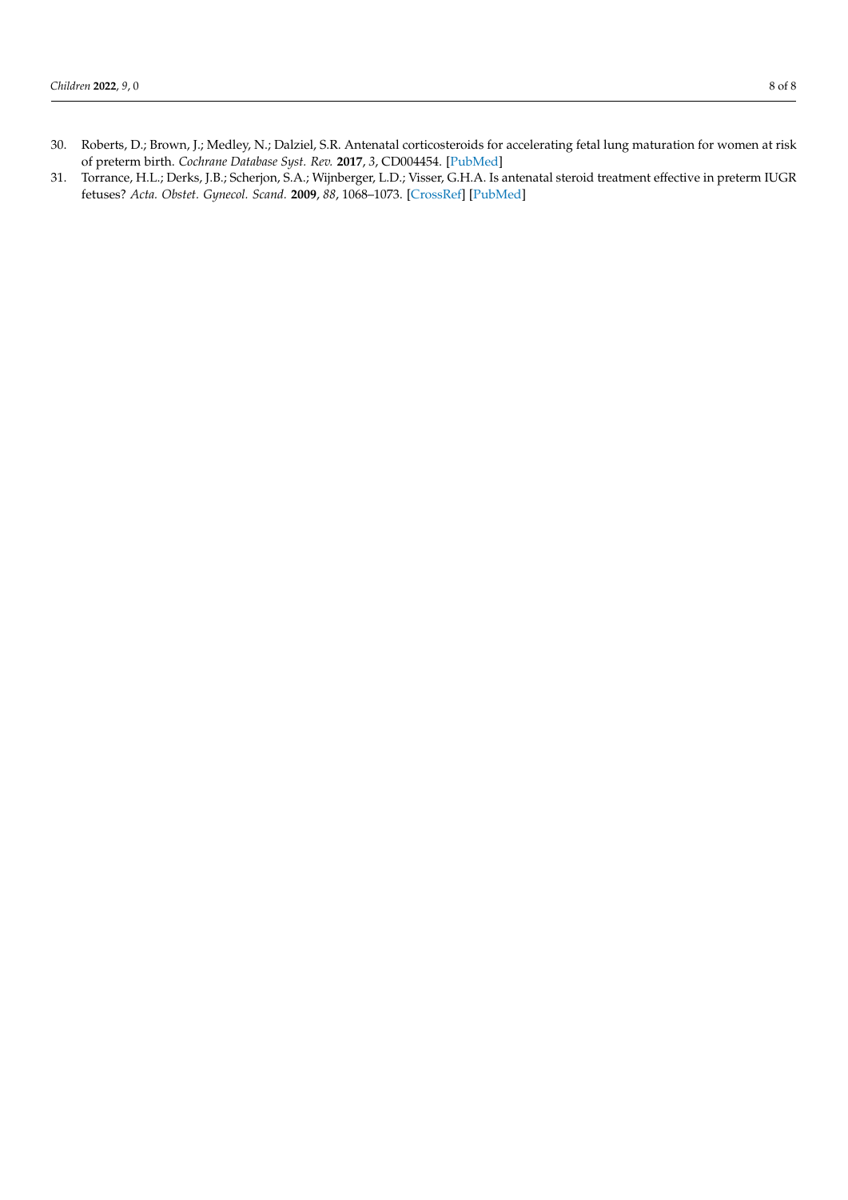30. Roberts, D.; Brown, J.; Medley, N.; Dalziel, S.R. Antenatal corticosteroids for accelerating fetal lung maturation for women at risk of preterm birth. *Cochrane Database Syst. Rev.* **2017**, *3*, CD004454. [PubMed]
31. Torrance, H.L.; Derks, J.B.; Scherjon, S.A.; Wijnberger, L.D.; Visser, G.H.A. Is antenatal steroid treatment effective in preterm IUGR fetuses? *Acta. Obstet. Gynecol. Scand.* **2009**, *88*, 1068–1073. [CrossRef] [PubMed]